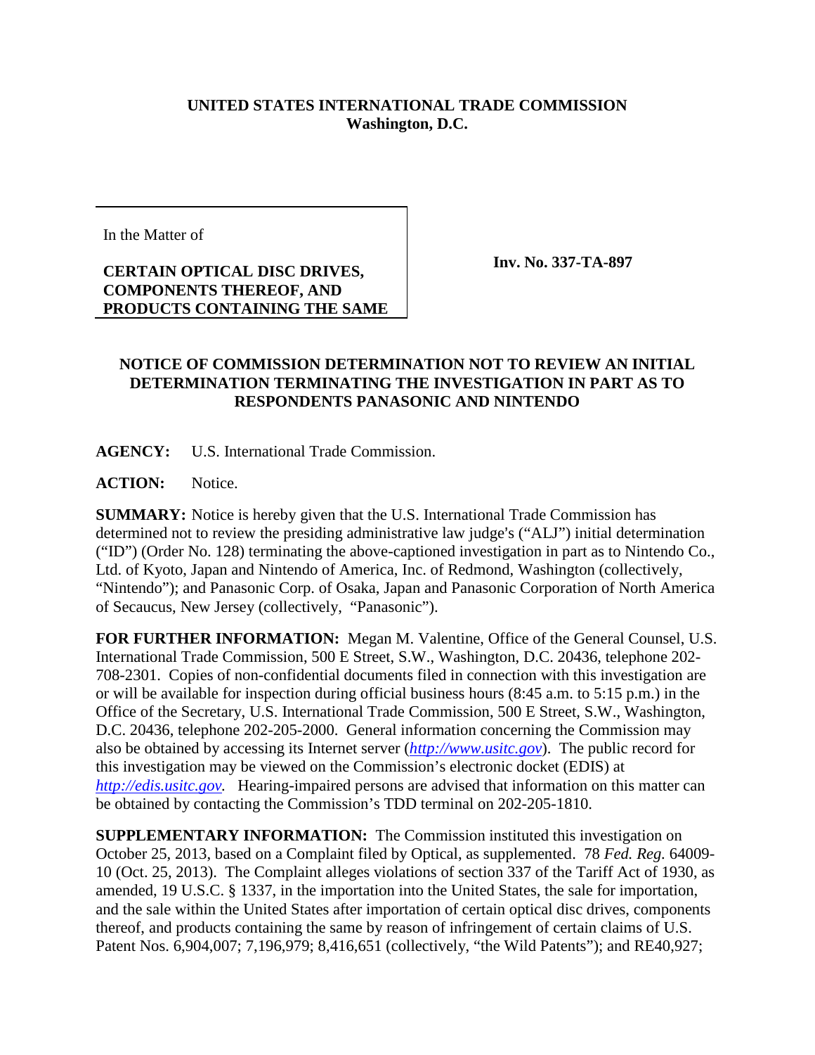**UNITED STATES INTERNATIONAL TRADE COMMISSION**
**Washington, D.C.**

In the Matter of

**CERTAIN OPTICAL DISC DRIVES, COMPONENTS THEREOF, AND PRODUCTS CONTAINING THE SAME**

**Inv. No. 337-TA-897**

**NOTICE OF COMMISSION DETERMINATION NOT TO REVIEW AN INITIAL DETERMINATION TERMINATING THE INVESTIGATION IN PART AS TO RESPONDENTS PANASONIC AND NINTENDO**

**AGENCY:** U.S. International Trade Commission.

**ACTION:** Notice.

**SUMMARY:** Notice is hereby given that the U.S. International Trade Commission has determined not to review the presiding administrative law judge's ("ALJ") initial determination ("ID") (Order No. 128) terminating the above-captioned investigation in part as to Nintendo Co., Ltd. of Kyoto, Japan and Nintendo of America, Inc. of Redmond, Washington (collectively, "Nintendo"); and Panasonic Corp. of Osaka, Japan and Panasonic Corporation of North America of Secaucus, New Jersey (collectively, "Panasonic").

**FOR FURTHER INFORMATION:** Megan M. Valentine, Office of the General Counsel, U.S. International Trade Commission, 500 E Street, S.W., Washington, D.C. 20436, telephone 202-708-2301. Copies of non-confidential documents filed in connection with this investigation are or will be available for inspection during official business hours (8:45 a.m. to 5:15 p.m.) in the Office of the Secretary, U.S. International Trade Commission, 500 E Street, S.W., Washington, D.C. 20436, telephone 202-205-2000. General information concerning the Commission may also be obtained by accessing its Internet server (*http://www.usitc.gov*). The public record for this investigation may be viewed on the Commission's electronic docket (EDIS) at *http://edis.usitc.gov.* Hearing-impaired persons are advised that information on this matter can be obtained by contacting the Commission's TDD terminal on 202-205-1810.

**SUPPLEMENTARY INFORMATION:** The Commission instituted this investigation on October 25, 2013, based on a Complaint filed by Optical, as supplemented. 78 *Fed. Reg.* 64009-10 (Oct. 25, 2013). The Complaint alleges violations of section 337 of the Tariff Act of 1930, as amended, 19 U.S.C. § 1337, in the importation into the United States, the sale for importation, and the sale within the United States after importation of certain optical disc drives, components thereof, and products containing the same by reason of infringement of certain claims of U.S. Patent Nos. 6,904,007; 7,196,979; 8,416,651 (collectively, "the Wild Patents"); and RE40,927;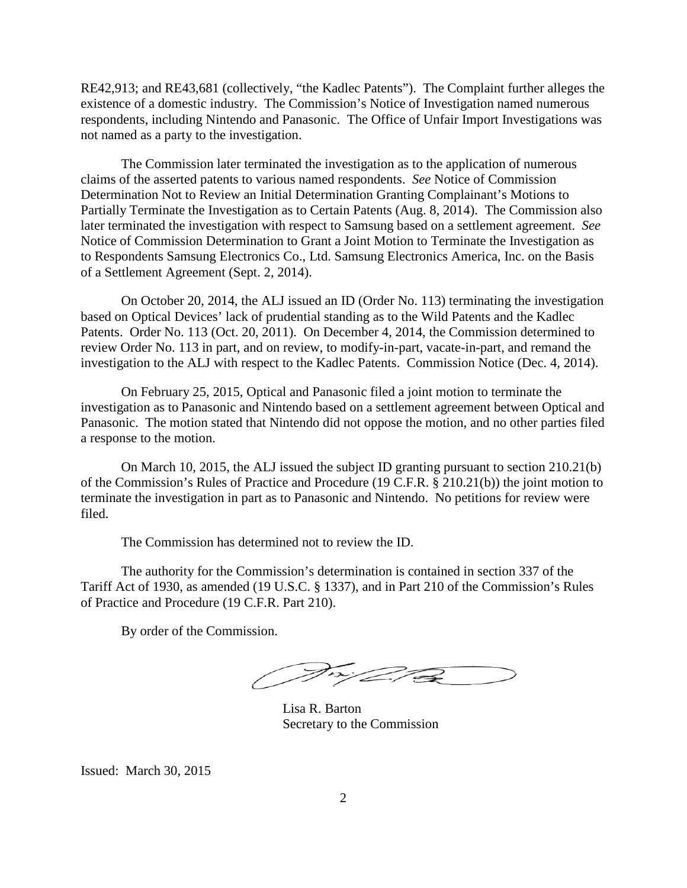RE42,913; and RE43,681 (collectively, "the Kadlec Patents"). The Complaint further alleges the existence of a domestic industry. The Commission's Notice of Investigation named numerous respondents, including Nintendo and Panasonic. The Office of Unfair Import Investigations was not named as a party to the investigation.

The Commission later terminated the investigation as to the application of numerous claims of the asserted patents to various named respondents. *See* Notice of Commission Determination Not to Review an Initial Determination Granting Complainant's Motions to Partially Terminate the Investigation as to Certain Patents (Aug. 8, 2014). The Commission also later terminated the investigation with respect to Samsung based on a settlement agreement. *See* Notice of Commission Determination to Grant a Joint Motion to Terminate the Investigation as to Respondents Samsung Electronics Co., Ltd. Samsung Electronics America, Inc. on the Basis of a Settlement Agreement (Sept. 2, 2014).

On October 20, 2014, the ALJ issued an ID (Order No. 113) terminating the investigation based on Optical Devices' lack of prudential standing as to the Wild Patents and the Kadlec Patents. Order No. 113 (Oct. 20, 2011). On December 4, 2014, the Commission determined to review Order No. 113 in part, and on review, to modify-in-part, vacate-in-part, and remand the investigation to the ALJ with respect to the Kadlec Patents. Commission Notice (Dec. 4, 2014).

On February 25, 2015, Optical and Panasonic filed a joint motion to terminate the investigation as to Panasonic and Nintendo based on a settlement agreement between Optical and Panasonic. The motion stated that Nintendo did not oppose the motion, and no other parties filed a response to the motion.

On March 10, 2015, the ALJ issued the subject ID granting pursuant to section 210.21(b) of the Commission's Rules of Practice and Procedure (19 C.F.R. § 210.21(b)) the joint motion to terminate the investigation in part as to Panasonic and Nintendo. No petitions for review were filed.

The Commission has determined not to review the ID.

The authority for the Commission's determination is contained in section 337 of the Tariff Act of 1930, as amended (19 U.S.C. § 1337), and in Part 210 of the Commission's Rules of Practice and Procedure (19 C.F.R. Part 210).

By order of the Commission.

Lisa R. Barton
Secretary to the Commission

Issued: March 30, 2015